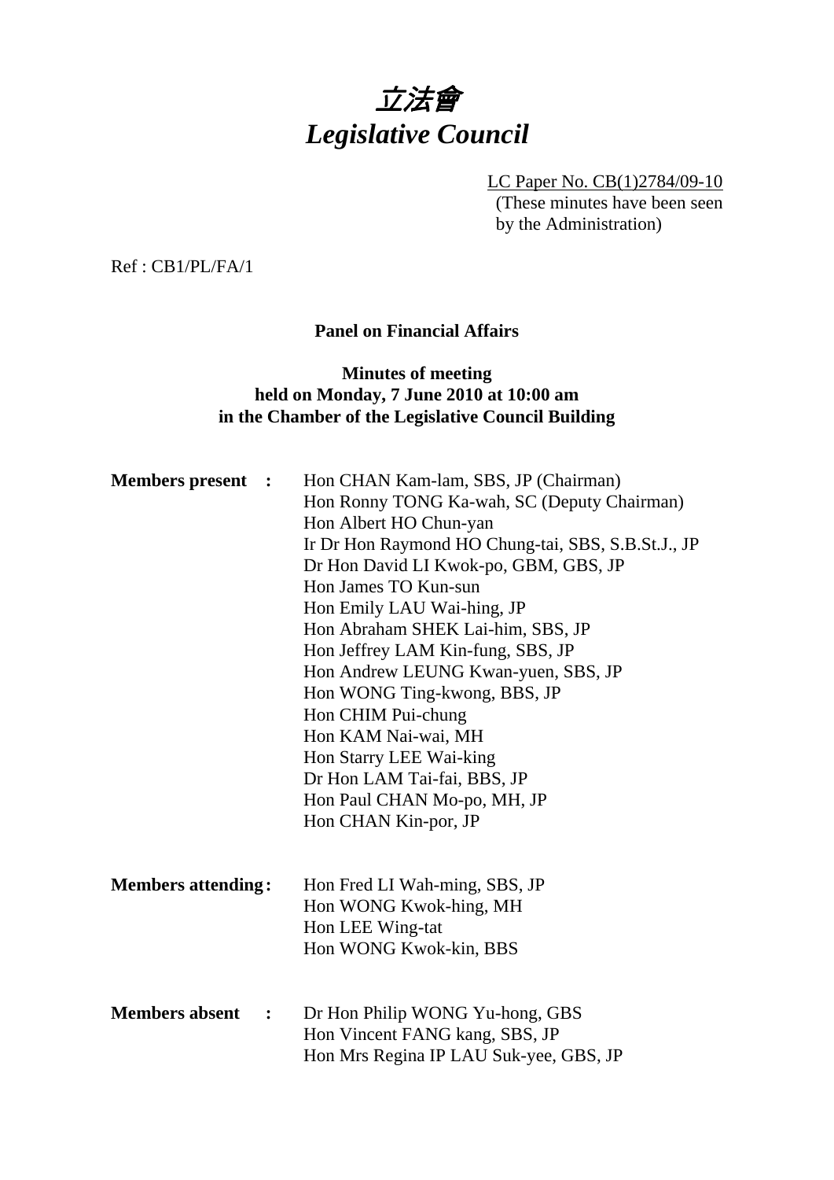# 立法會
# *Legislative Council*

LC Paper No. CB(1)2784/09-10
(These minutes have been seen by the Administration)

Ref : CB1/PL/FA/1

**Panel on Financial Affairs**

**Minutes of meeting**
**held on Monday, 7 June 2010 at 10:00 am**
**in the Chamber of the Legislative Council Building**

**Members present :**

Hon CHAN Kam-lam, SBS, JP (Chairman)
Hon Ronny TONG Ka-wah, SC (Deputy Chairman)
Hon Albert HO Chun-yan
Ir Dr Hon Raymond HO Chung-tai, SBS, S.B.St.J., JP
Dr Hon David LI Kwok-po, GBM, GBS, JP
Hon James TO Kun-sun
Hon Emily LAU Wai-hing, JP
Hon Abraham SHEK Lai-him, SBS, JP
Hon Jeffrey LAM Kin-fung, SBS, JP
Hon Andrew LEUNG Kwan-yuen, SBS, JP
Hon WONG Ting-kwong, BBS, JP
Hon CHIM Pui-chung
Hon KAM Nai-wai, MH
Hon Starry LEE Wai-king
Dr Hon LAM Tai-fai, BBS, JP
Hon Paul CHAN Mo-po, MH, JP
Hon CHAN Kin-por, JP

**Members attending :**

Hon Fred LI Wah-ming, SBS, JP
Hon WONG Kwok-hing, MH
Hon LEE Wing-tat
Hon WONG Kwok-kin, BBS

**Members absent :**

Dr Hon Philip WONG Yu-hong, GBS
Hon Vincent FANG kang, SBS, JP
Hon Mrs Regina IP LAU Suk-yee, GBS, JP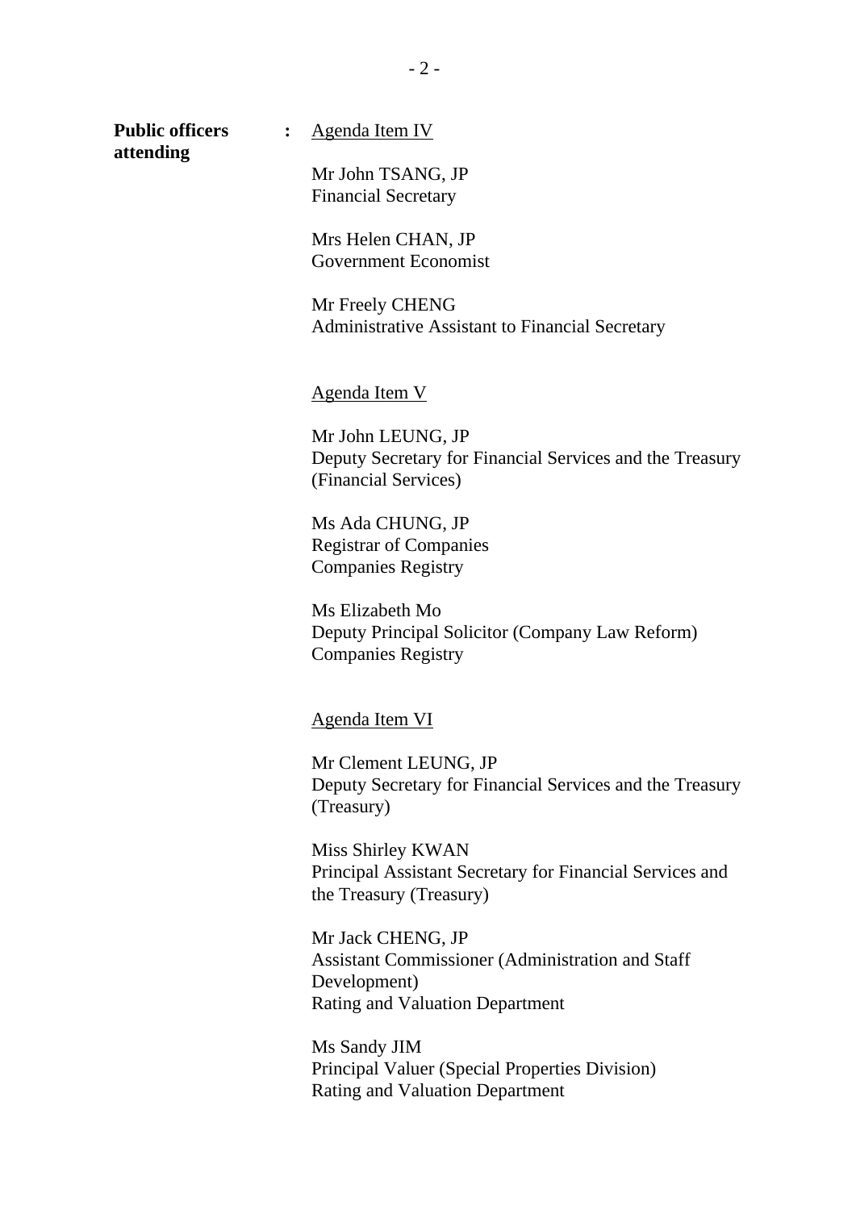**Public officers attending** : <u>Agenda Item IV</u>

Mr John TSANG, JP
Financial Secretary

Mrs Helen CHAN, JP
Government Economist

Mr Freely CHENG
Administrative Assistant to Financial Secretary

<u>Agenda Item V</u>

Mr John LEUNG, JP
Deputy Secretary for Financial Services and the Treasury (Financial Services)

Ms Ada CHUNG, JP
Registrar of Companies
Companies Registry

Ms Elizabeth Mo
Deputy Principal Solicitor (Company Law Reform)
Companies Registry

<u>Agenda Item VI</u>

Mr Clement LEUNG, JP
Deputy Secretary for Financial Services and the Treasury (Treasury)

Miss Shirley KWAN
Principal Assistant Secretary for Financial Services and the Treasury (Treasury)

Mr Jack CHENG, JP
Assistant Commissioner (Administration and Staff Development)
Rating and Valuation Department

Ms Sandy JIM
Principal Valuer (Special Properties Division)
Rating and Valuation Department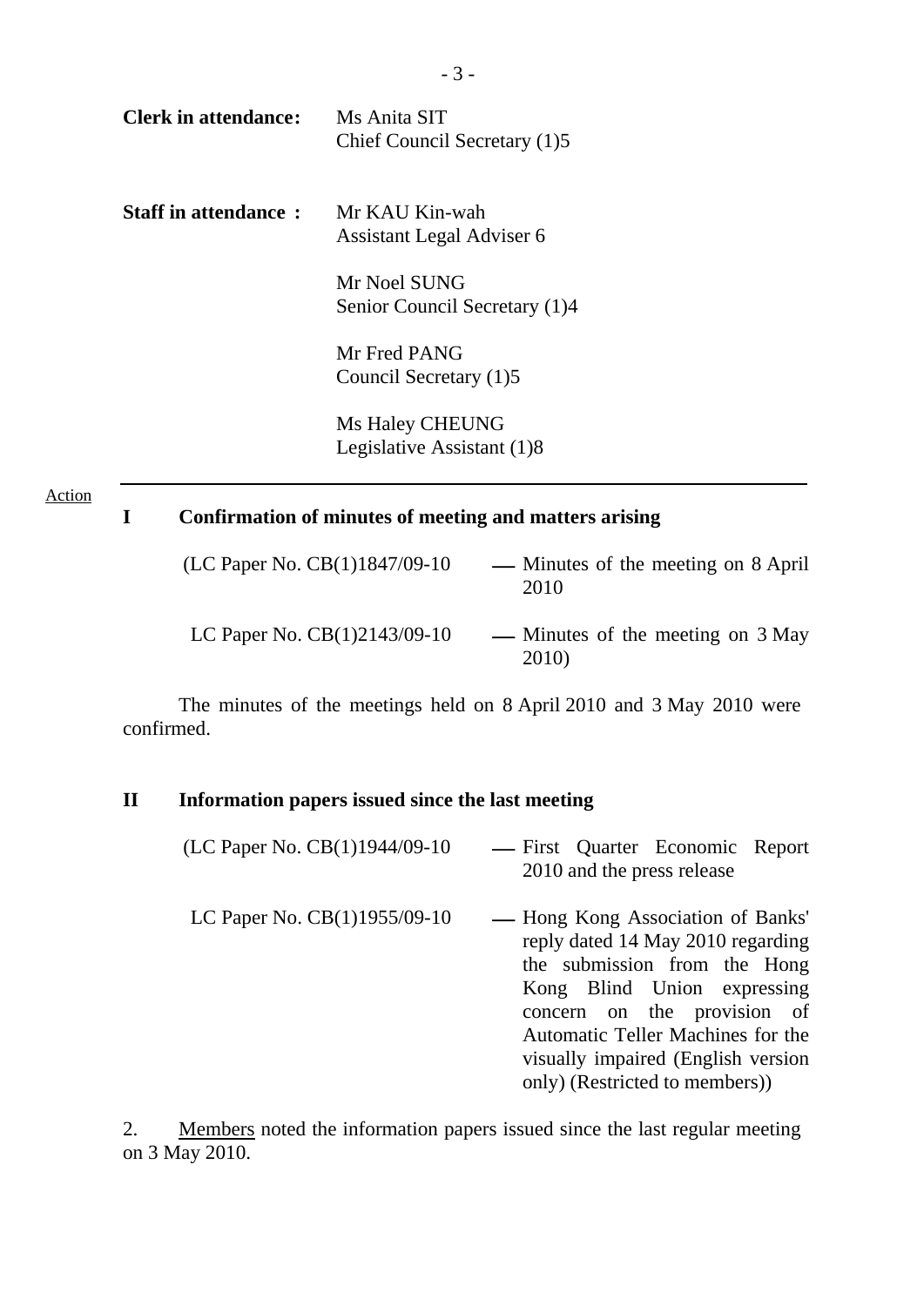**Clerk in attendance:** Ms Anita SIT
Chief Council Secretary (1)5

**Staff in attendance :** Mr KAU Kin-wah
Assistant Legal Adviser 6

Mr Noel SUNG
Senior Council Secretary (1)4

Mr Fred PANG
Council Secretary (1)5

Ms Haley CHEUNG
Legislative Assistant (1)8

---

Action

## I Confirmation of minutes of meeting and matters arising

(LC Paper No. CB(1)1847/09-10 — Minutes of the meeting on 8 April 2010

LC Paper No. CB(1)2143/09-10 — Minutes of the meeting on 3 May 2010)

The minutes of the meetings held on 8 April 2010 and 3 May 2010 were confirmed.

## II Information papers issued since the last meeting

(LC Paper No. CB(1)1944/09-10 — First Quarter Economic Report 2010 and the press release

LC Paper No. CB(1)1955/09-10 — Hong Kong Association of Banks' reply dated 14 May 2010 regarding the submission from the Hong Kong Blind Union expressing concern on the provision of Automatic Teller Machines for the visually impaired (English version only) (Restricted to members))

2. Members noted the information papers issued since the last regular meeting on 3 May 2010.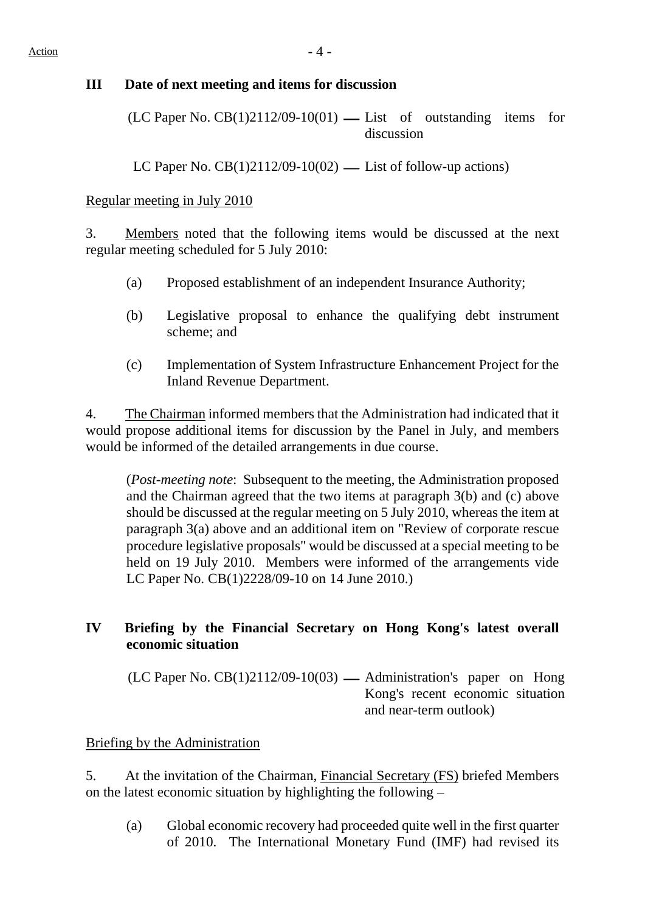## III Date of next meeting and items for discussion

(LC Paper No. CB(1)2112/09-10(01) — List of outstanding items for discussion

LC Paper No. CB(1)2112/09-10(02) — List of follow-up actions)

Regular meeting in July 2010

3. Members noted that the following items would be discussed at the next regular meeting scheduled for 5 July 2010:

(a) Proposed establishment of an independent Insurance Authority;

(b) Legislative proposal to enhance the qualifying debt instrument scheme; and

(c) Implementation of System Infrastructure Enhancement Project for the Inland Revenue Department.

4. The Chairman informed members that the Administration had indicated that it would propose additional items for discussion by the Panel in July, and members would be informed of the detailed arrangements in due course.

(*Post-meeting note*: Subsequent to the meeting, the Administration proposed and the Chairman agreed that the two items at paragraph 3(b) and (c) above should be discussed at the regular meeting on 5 July 2010, whereas the item at paragraph 3(a) above and an additional item on "Review of corporate rescue procedure legislative proposals" would be discussed at a special meeting to be held on 19 July 2010. Members were informed of the arrangements vide LC Paper No. CB(1)2228/09-10 on 14 June 2010.)

## IV Briefing by the Financial Secretary on Hong Kong's latest overall economic situation

(LC Paper No. CB(1)2112/09-10(03) — Administration's paper on Hong Kong's recent economic situation and near-term outlook)

Briefing by the Administration

5. At the invitation of the Chairman, Financial Secretary (FS) briefed Members on the latest economic situation by highlighting the following –

(a) Global economic recovery had proceeded quite well in the first quarter of 2010. The International Monetary Fund (IMF) had revised its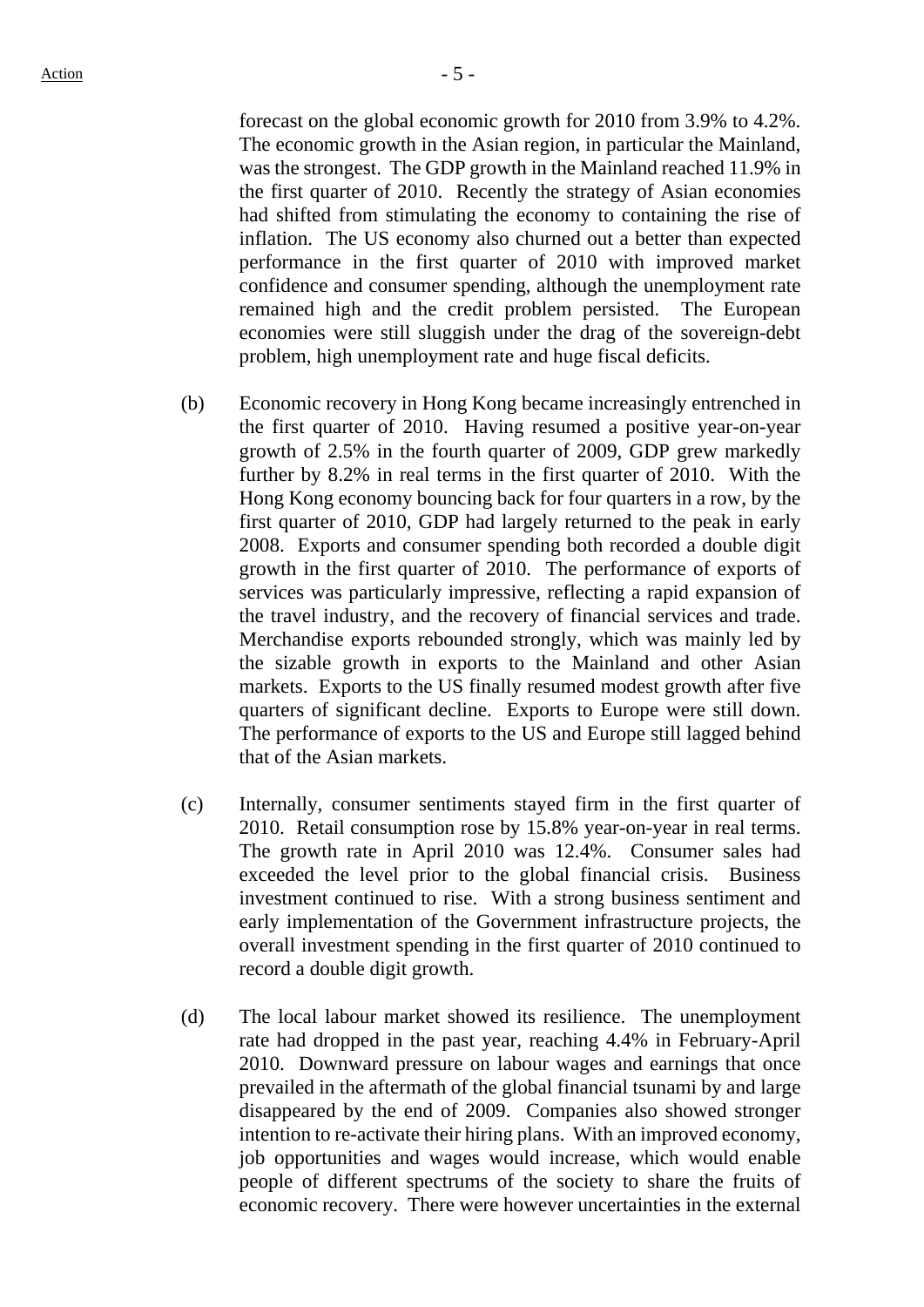forecast on the global economic growth for 2010 from 3.9% to 4.2%. The economic growth in the Asian region, in particular the Mainland, was the strongest. The GDP growth in the Mainland reached 11.9% in the first quarter of 2010. Recently the strategy of Asian economies had shifted from stimulating the economy to containing the rise of inflation. The US economy also churned out a better than expected performance in the first quarter of 2010 with improved market confidence and consumer spending, although the unemployment rate remained high and the credit problem persisted. The European economies were still sluggish under the drag of the sovereign-debt problem, high unemployment rate and huge fiscal deficits.

(b) Economic recovery in Hong Kong became increasingly entrenched in the first quarter of 2010. Having resumed a positive year-on-year growth of 2.5% in the fourth quarter of 2009, GDP grew markedly further by 8.2% in real terms in the first quarter of 2010. With the Hong Kong economy bouncing back for four quarters in a row, by the first quarter of 2010, GDP had largely returned to the peak in early 2008. Exports and consumer spending both recorded a double digit growth in the first quarter of 2010. The performance of exports of services was particularly impressive, reflecting a rapid expansion of the travel industry, and the recovery of financial services and trade. Merchandise exports rebounded strongly, which was mainly led by the sizable growth in exports to the Mainland and other Asian markets. Exports to the US finally resumed modest growth after five quarters of significant decline. Exports to Europe were still down. The performance of exports to the US and Europe still lagged behind that of the Asian markets.

(c) Internally, consumer sentiments stayed firm in the first quarter of 2010. Retail consumption rose by 15.8% year-on-year in real terms. The growth rate in April 2010 was 12.4%. Consumer sales had exceeded the level prior to the global financial crisis. Business investment continued to rise. With a strong business sentiment and early implementation of the Government infrastructure projects, the overall investment spending in the first quarter of 2010 continued to record a double digit growth.

(d) The local labour market showed its resilience. The unemployment rate had dropped in the past year, reaching 4.4% in February-April 2010. Downward pressure on labour wages and earnings that once prevailed in the aftermath of the global financial tsunami by and large disappeared by the end of 2009. Companies also showed stronger intention to re-activate their hiring plans. With an improved economy, job opportunities and wages would increase, which would enable people of different spectrums of the society to share the fruits of economic recovery. There were however uncertainties in the external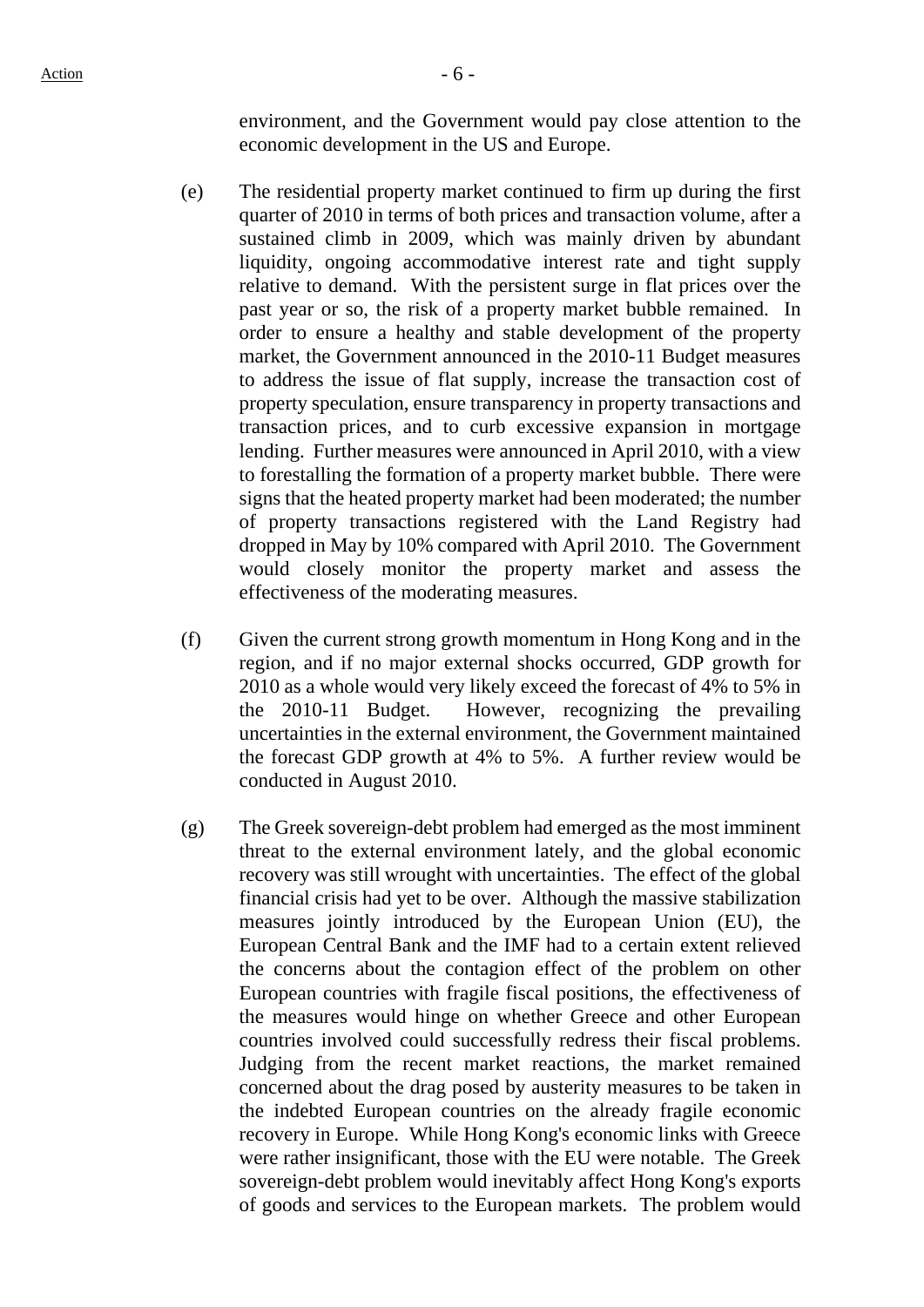environment, and the Government would pay close attention to the economic development in the US and Europe.

(e) The residential property market continued to firm up during the first quarter of 2010 in terms of both prices and transaction volume, after a sustained climb in 2009, which was mainly driven by abundant liquidity, ongoing accommodative interest rate and tight supply relative to demand. With the persistent surge in flat prices over the past year or so, the risk of a property market bubble remained. In order to ensure a healthy and stable development of the property market, the Government announced in the 2010-11 Budget measures to address the issue of flat supply, increase the transaction cost of property speculation, ensure transparency in property transactions and transaction prices, and to curb excessive expansion in mortgage lending. Further measures were announced in April 2010, with a view to forestalling the formation of a property market bubble. There were signs that the heated property market had been moderated; the number of property transactions registered with the Land Registry had dropped in May by 10% compared with April 2010. The Government would closely monitor the property market and assess the effectiveness of the moderating measures.

(f) Given the current strong growth momentum in Hong Kong and in the region, and if no major external shocks occurred, GDP growth for 2010 as a whole would very likely exceed the forecast of 4% to 5% in the 2010-11 Budget. However, recognizing the prevailing uncertainties in the external environment, the Government maintained the forecast GDP growth at 4% to 5%. A further review would be conducted in August 2010.

(g) The Greek sovereign-debt problem had emerged as the most imminent threat to the external environment lately, and the global economic recovery was still wrought with uncertainties. The effect of the global financial crisis had yet to be over. Although the massive stabilization measures jointly introduced by the European Union (EU), the European Central Bank and the IMF had to a certain extent relieved the concerns about the contagion effect of the problem on other European countries with fragile fiscal positions, the effectiveness of the measures would hinge on whether Greece and other European countries involved could successfully redress their fiscal problems. Judging from the recent market reactions, the market remained concerned about the drag posed by austerity measures to be taken in the indebted European countries on the already fragile economic recovery in Europe. While Hong Kong's economic links with Greece were rather insignificant, those with the EU were notable. The Greek sovereign-debt problem would inevitably affect Hong Kong's exports of goods and services to the European markets. The problem would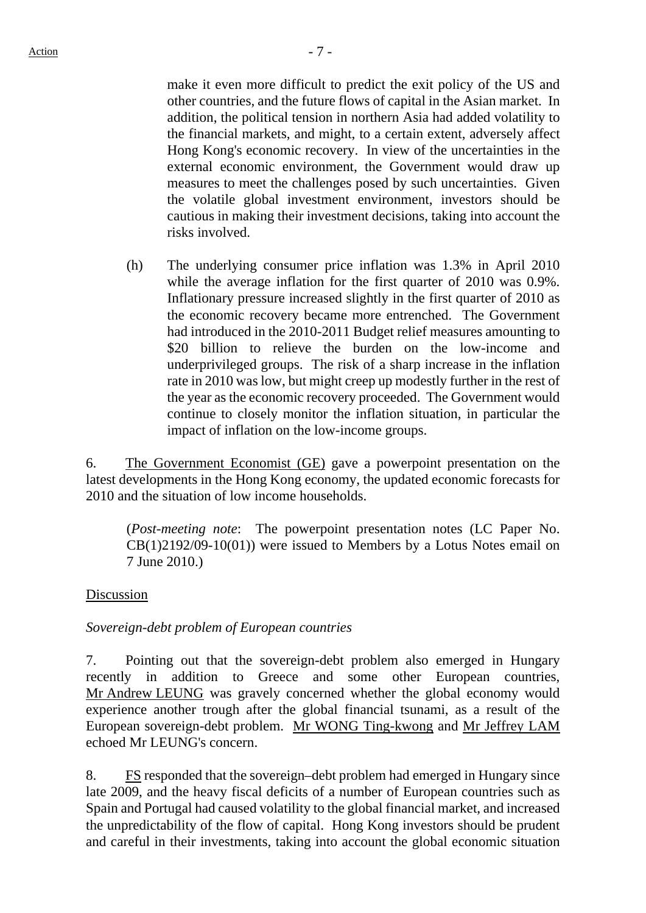make it even more difficult to predict the exit policy of the US and other countries, and the future flows of capital in the Asian market. In addition, the political tension in northern Asia had added volatility to the financial markets, and might, to a certain extent, adversely affect Hong Kong's economic recovery. In view of the uncertainties in the external economic environment, the Government would draw up measures to meet the challenges posed by such uncertainties. Given the volatile global investment environment, investors should be cautious in making their investment decisions, taking into account the risks involved.

(h) The underlying consumer price inflation was 1.3% in April 2010 while the average inflation for the first quarter of 2010 was 0.9%. Inflationary pressure increased slightly in the first quarter of 2010 as the economic recovery became more entrenched. The Government had introduced in the 2010-2011 Budget relief measures amounting to \$20 billion to relieve the burden on the low-income and underprivileged groups. The risk of a sharp increase in the inflation rate in 2010 was low, but might creep up modestly further in the rest of the year as the economic recovery proceeded. The Government would continue to closely monitor the inflation situation, in particular the impact of inflation on the low-income groups.

6. The Government Economist (GE) gave a powerpoint presentation on the latest developments in the Hong Kong economy, the updated economic forecasts for 2010 and the situation of low income households.

(*Post-meeting note*: The powerpoint presentation notes (LC Paper No. CB(1)2192/09-10(01)) were issued to Members by a Lotus Notes email on 7 June 2010.)

Discussion

*Sovereign-debt problem of European countries*

7. Pointing out that the sovereign-debt problem also emerged in Hungary recently in addition to Greece and some other European countries, Mr Andrew LEUNG was gravely concerned whether the global economy would experience another trough after the global financial tsunami, as a result of the European sovereign-debt problem. Mr WONG Ting-kwong and Mr Jeffrey LAM echoed Mr LEUNG's concern.

8. FS responded that the sovereign–debt problem had emerged in Hungary since late 2009, and the heavy fiscal deficits of a number of European countries such as Spain and Portugal had caused volatility to the global financial market, and increased the unpredictability of the flow of capital. Hong Kong investors should be prudent and careful in their investments, taking into account the global economic situation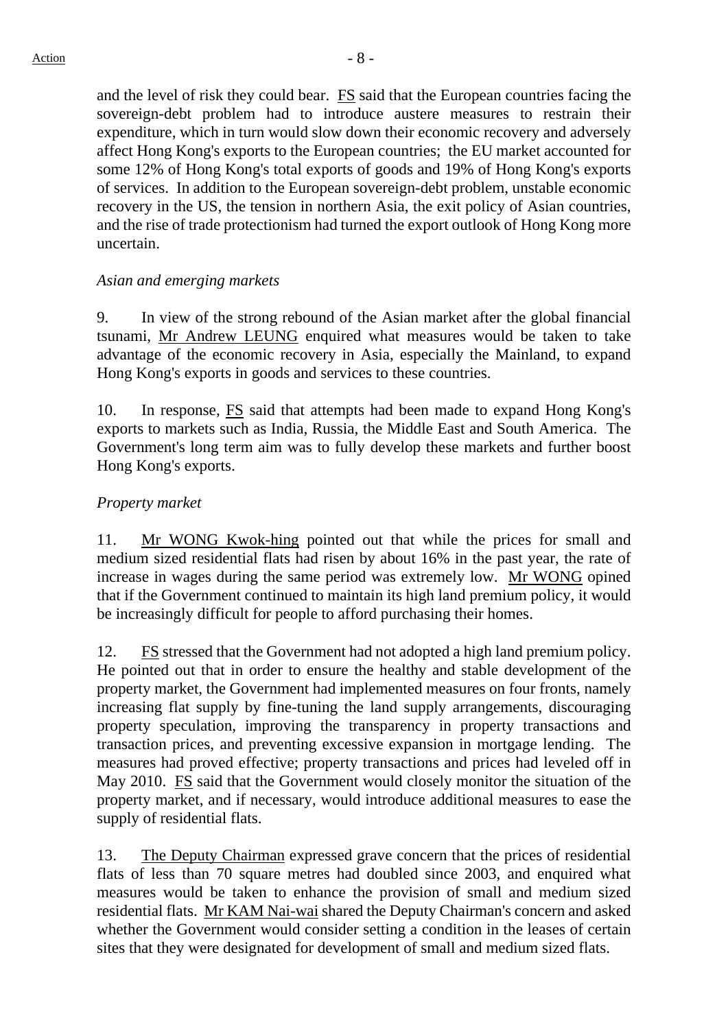and the level of risk they could bear. FS said that the European countries facing the sovereign-debt problem had to introduce austere measures to restrain their expenditure, which in turn would slow down their economic recovery and adversely affect Hong Kong's exports to the European countries; the EU market accounted for some 12% of Hong Kong's total exports of goods and 19% of Hong Kong's exports of services. In addition to the European sovereign-debt problem, unstable economic recovery in the US, the tension in northern Asia, the exit policy of Asian countries, and the rise of trade protectionism had turned the export outlook of Hong Kong more uncertain.

*Asian and emerging markets*

9. In view of the strong rebound of the Asian market after the global financial tsunami, Mr Andrew LEUNG enquired what measures would be taken to take advantage of the economic recovery in Asia, especially the Mainland, to expand Hong Kong's exports in goods and services to these countries.

10. In response, FS said that attempts had been made to expand Hong Kong's exports to markets such as India, Russia, the Middle East and South America. The Government's long term aim was to fully develop these markets and further boost Hong Kong's exports.

*Property market*

11. Mr WONG Kwok-hing pointed out that while the prices for small and medium sized residential flats had risen by about 16% in the past year, the rate of increase in wages during the same period was extremely low. Mr WONG opined that if the Government continued to maintain its high land premium policy, it would be increasingly difficult for people to afford purchasing their homes.

12. FS stressed that the Government had not adopted a high land premium policy. He pointed out that in order to ensure the healthy and stable development of the property market, the Government had implemented measures on four fronts, namely increasing flat supply by fine-tuning the land supply arrangements, discouraging property speculation, improving the transparency in property transactions and transaction prices, and preventing excessive expansion in mortgage lending. The measures had proved effective; property transactions and prices had leveled off in May 2010. FS said that the Government would closely monitor the situation of the property market, and if necessary, would introduce additional measures to ease the supply of residential flats.

13. The Deputy Chairman expressed grave concern that the prices of residential flats of less than 70 square metres had doubled since 2003, and enquired what measures would be taken to enhance the provision of small and medium sized residential flats. Mr KAM Nai-wai shared the Deputy Chairman's concern and asked whether the Government would consider setting a condition in the leases of certain sites that they were designated for development of small and medium sized flats.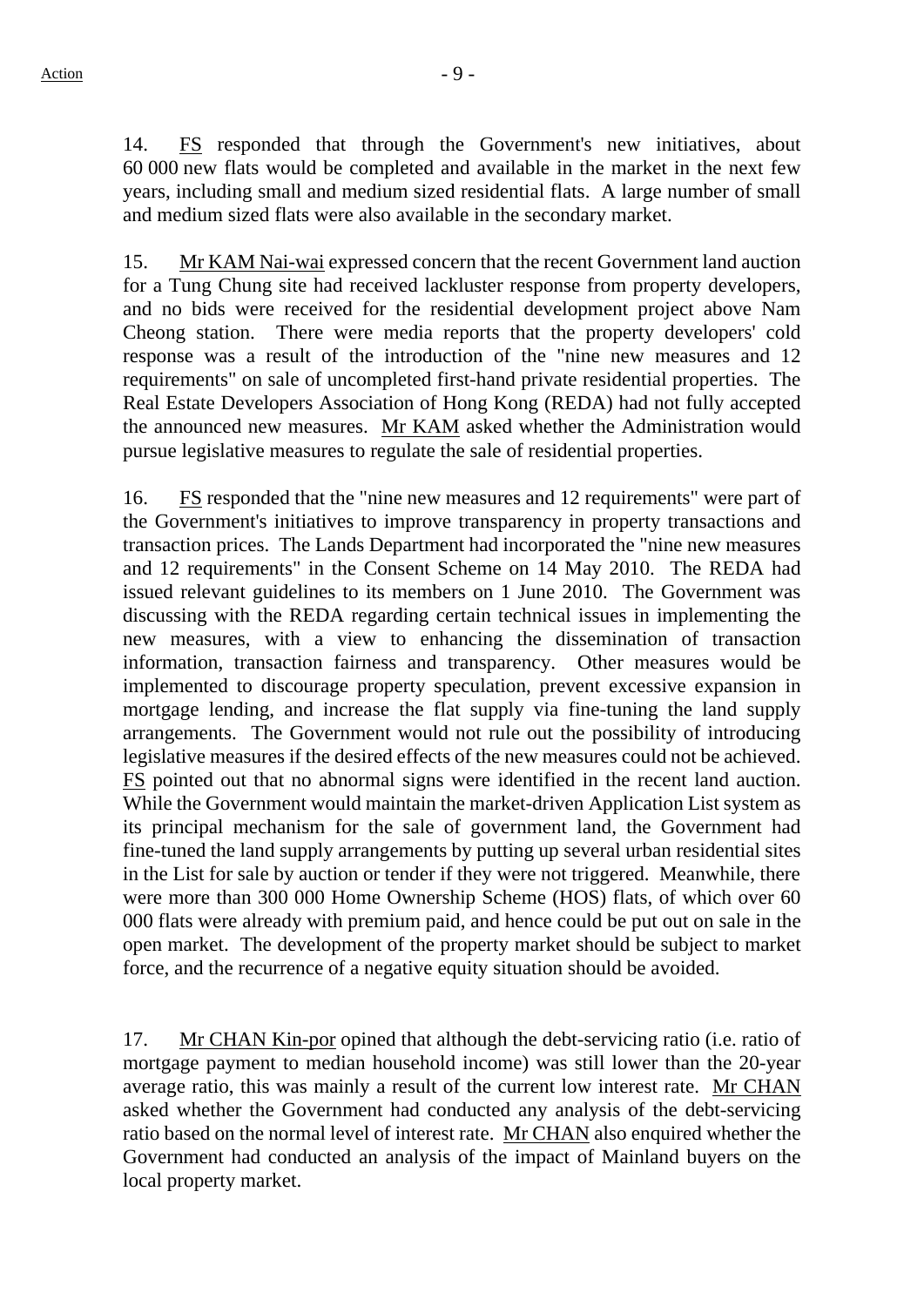14. FS responded that through the Government's new initiatives, about 60 000 new flats would be completed and available in the market in the next few years, including small and medium sized residential flats. A large number of small and medium sized flats were also available in the secondary market.

15. Mr KAM Nai-wai expressed concern that the recent Government land auction for a Tung Chung site had received lackluster response from property developers, and no bids were received for the residential development project above Nam Cheong station. There were media reports that the property developers' cold response was a result of the introduction of the "nine new measures and 12 requirements" on sale of uncompleted first-hand private residential properties. The Real Estate Developers Association of Hong Kong (REDA) had not fully accepted the announced new measures. Mr KAM asked whether the Administration would pursue legislative measures to regulate the sale of residential properties.

16. FS responded that the "nine new measures and 12 requirements" were part of the Government's initiatives to improve transparency in property transactions and transaction prices. The Lands Department had incorporated the "nine new measures and 12 requirements" in the Consent Scheme on 14 May 2010. The REDA had issued relevant guidelines to its members on 1 June 2010. The Government was discussing with the REDA regarding certain technical issues in implementing the new measures, with a view to enhancing the dissemination of transaction information, transaction fairness and transparency. Other measures would be implemented to discourage property speculation, prevent excessive expansion in mortgage lending, and increase the flat supply via fine-tuning the land supply arrangements. The Government would not rule out the possibility of introducing legislative measures if the desired effects of the new measures could not be achieved. FS pointed out that no abnormal signs were identified in the recent land auction. While the Government would maintain the market-driven Application List system as its principal mechanism for the sale of government land, the Government had fine-tuned the land supply arrangements by putting up several urban residential sites in the List for sale by auction or tender if they were not triggered. Meanwhile, there were more than 300 000 Home Ownership Scheme (HOS) flats, of which over 60 000 flats were already with premium paid, and hence could be put out on sale in the open market. The development of the property market should be subject to market force, and the recurrence of a negative equity situation should be avoided.

17. Mr CHAN Kin-por opined that although the debt-servicing ratio (i.e. ratio of mortgage payment to median household income) was still lower than the 20-year average ratio, this was mainly a result of the current low interest rate. Mr CHAN asked whether the Government had conducted any analysis of the debt-servicing ratio based on the normal level of interest rate. Mr CHAN also enquired whether the Government had conducted an analysis of the impact of Mainland buyers on the local property market.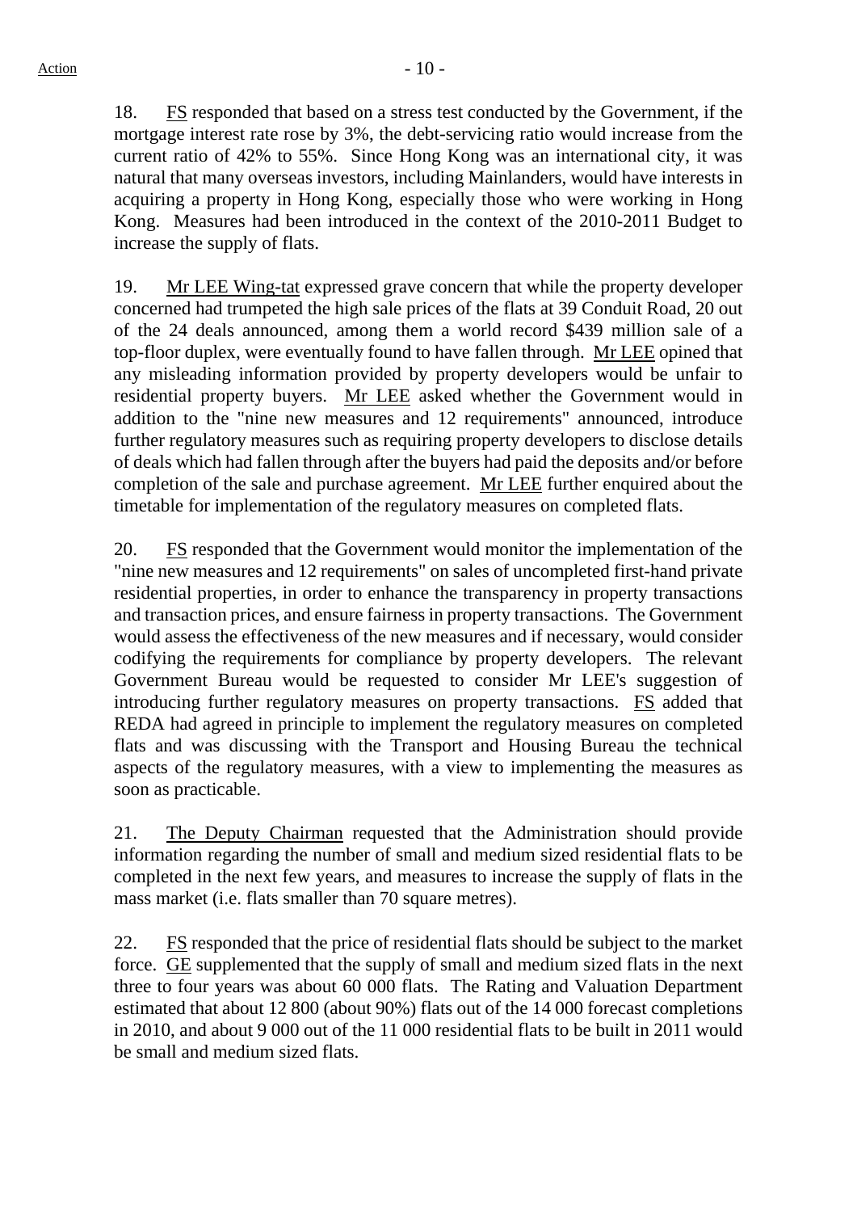18. FS responded that based on a stress test conducted by the Government, if the mortgage interest rate rose by 3%, the debt-servicing ratio would increase from the current ratio of 42% to 55%. Since Hong Kong was an international city, it was natural that many overseas investors, including Mainlanders, would have interests in acquiring a property in Hong Kong, especially those who were working in Hong Kong. Measures had been introduced in the context of the 2010-2011 Budget to increase the supply of flats.

19. Mr LEE Wing-tat expressed grave concern that while the property developer concerned had trumpeted the high sale prices of the flats at 39 Conduit Road, 20 out of the 24 deals announced, among them a world record $439 million sale of a top-floor duplex, were eventually found to have fallen through. Mr LEE opined that any misleading information provided by property developers would be unfair to residential property buyers. Mr LEE asked whether the Government would in addition to the "nine new measures and 12 requirements" announced, introduce further regulatory measures such as requiring property developers to disclose details of deals which had fallen through after the buyers had paid the deposits and/or before completion of the sale and purchase agreement. Mr LEE further enquired about the timetable for implementation of the regulatory measures on completed flats.

20. FS responded that the Government would monitor the implementation of the "nine new measures and 12 requirements" on sales of uncompleted first-hand private residential properties, in order to enhance the transparency in property transactions and transaction prices, and ensure fairness in property transactions. The Government would assess the effectiveness of the new measures and if necessary, would consider codifying the requirements for compliance by property developers. The relevant Government Bureau would be requested to consider Mr LEE's suggestion of introducing further regulatory measures on property transactions. FS added that REDA had agreed in principle to implement the regulatory measures on completed flats and was discussing with the Transport and Housing Bureau the technical aspects of the regulatory measures, with a view to implementing the measures as soon as practicable.

21. The Deputy Chairman requested that the Administration should provide information regarding the number of small and medium sized residential flats to be completed in the next few years, and measures to increase the supply of flats in the mass market (i.e. flats smaller than 70 square metres).

22. FS responded that the price of residential flats should be subject to the market force. GE supplemented that the supply of small and medium sized flats in the next three to four years was about 60 000 flats. The Rating and Valuation Department estimated that about 12 800 (about 90%) flats out of the 14 000 forecast completions in 2010, and about 9 000 out of the 11 000 residential flats to be built in 2011 would be small and medium sized flats.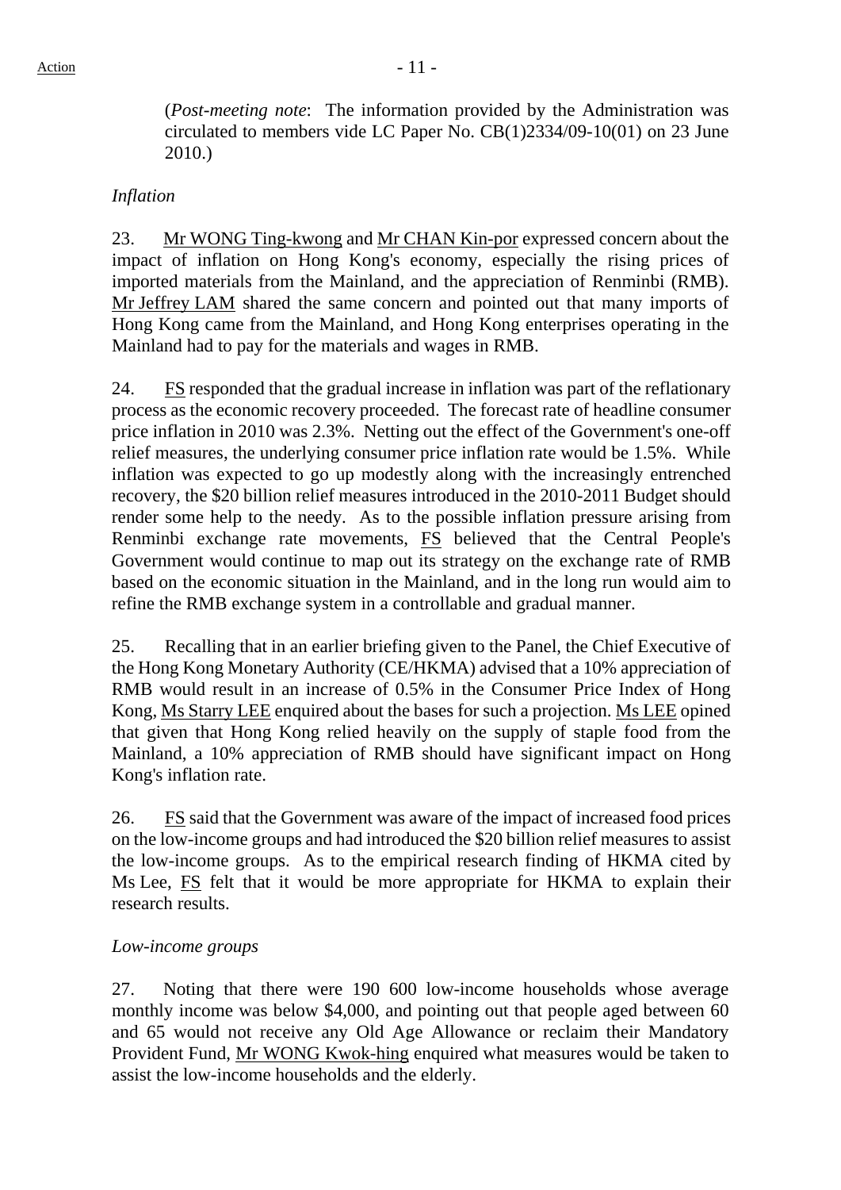(*Post-meeting note*: The information provided by the Administration was circulated to members vide LC Paper No. CB(1)2334/09-10(01) on 23 June 2010.)

*Inflation*

23. Mr WONG Ting-kwong and Mr CHAN Kin-por expressed concern about the impact of inflation on Hong Kong's economy, especially the rising prices of imported materials from the Mainland, and the appreciation of Renminbi (RMB). Mr Jeffrey LAM shared the same concern and pointed out that many imports of Hong Kong came from the Mainland, and Hong Kong enterprises operating in the Mainland had to pay for the materials and wages in RMB.

24. FS responded that the gradual increase in inflation was part of the reflationary process as the economic recovery proceeded. The forecast rate of headline consumer price inflation in 2010 was 2.3%. Netting out the effect of the Government's one-off relief measures, the underlying consumer price inflation rate would be 1.5%. While inflation was expected to go up modestly along with the increasingly entrenched recovery, the $20 billion relief measures introduced in the 2010-2011 Budget should render some help to the needy. As to the possible inflation pressure arising from Renminbi exchange rate movements, FS believed that the Central People's Government would continue to map out its strategy on the exchange rate of RMB based on the economic situation in the Mainland, and in the long run would aim to refine the RMB exchange system in a controllable and gradual manner.

25. Recalling that in an earlier briefing given to the Panel, the Chief Executive of the Hong Kong Monetary Authority (CE/HKMA) advised that a 10% appreciation of RMB would result in an increase of 0.5% in the Consumer Price Index of Hong Kong, Ms Starry LEE enquired about the bases for such a projection. Ms LEE opined that given that Hong Kong relied heavily on the supply of staple food from the Mainland, a 10% appreciation of RMB should have significant impact on Hong Kong's inflation rate.

26. FS said that the Government was aware of the impact of increased food prices on the low-income groups and had introduced the $20 billion relief measures to assist the low-income groups. As to the empirical research finding of HKMA cited by Ms Lee, FS felt that it would be more appropriate for HKMA to explain their research results.

*Low-income groups*

27. Noting that there were 190 600 low-income households whose average monthly income was below $4,000, and pointing out that people aged between 60 and 65 would not receive any Old Age Allowance or reclaim their Mandatory Provident Fund, Mr WONG Kwok-hing enquired what measures would be taken to assist the low-income households and the elderly.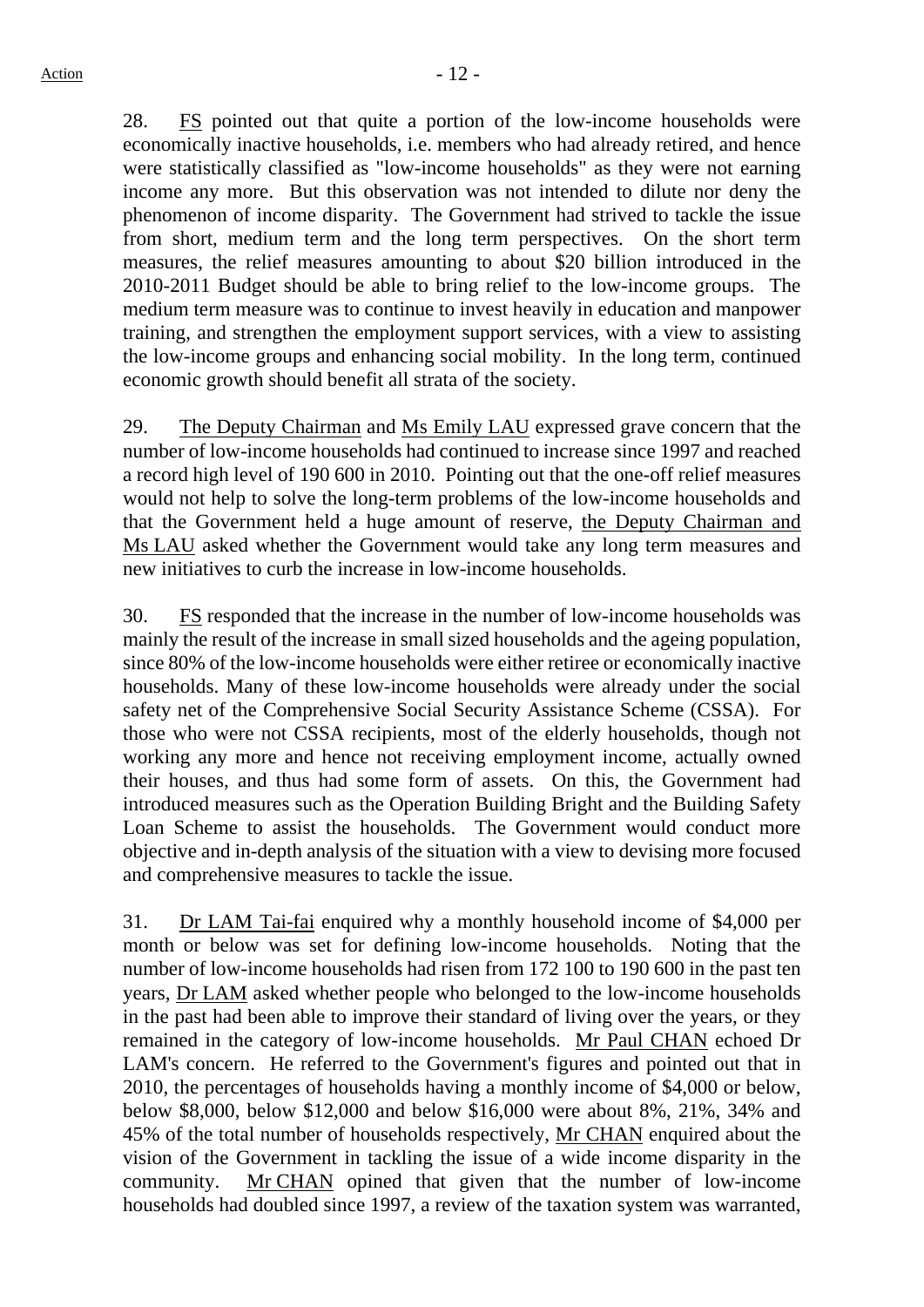28. FS pointed out that quite a portion of the low-income households were economically inactive households, i.e. members who had already retired, and hence were statistically classified as "low-income households" as they were not earning income any more. But this observation was not intended to dilute nor deny the phenomenon of income disparity. The Government had strived to tackle the issue from short, medium term and the long term perspectives. On the short term measures, the relief measures amounting to about $20 billion introduced in the 2010-2011 Budget should be able to bring relief to the low-income groups. The medium term measure was to continue to invest heavily in education and manpower training, and strengthen the employment support services, with a view to assisting the low-income groups and enhancing social mobility. In the long term, continued economic growth should benefit all strata of the society.

29. The Deputy Chairman and Ms Emily LAU expressed grave concern that the number of low-income households had continued to increase since 1997 and reached a record high level of 190 600 in 2010. Pointing out that the one-off relief measures would not help to solve the long-term problems of the low-income households and that the Government held a huge amount of reserve, the Deputy Chairman and Ms LAU asked whether the Government would take any long term measures and new initiatives to curb the increase in low-income households.

30. FS responded that the increase in the number of low-income households was mainly the result of the increase in small sized households and the ageing population, since 80% of the low-income households were either retiree or economically inactive households. Many of these low-income households were already under the social safety net of the Comprehensive Social Security Assistance Scheme (CSSA). For those who were not CSSA recipients, most of the elderly households, though not working any more and hence not receiving employment income, actually owned their houses, and thus had some form of assets. On this, the Government had introduced measures such as the Operation Building Bright and the Building Safety Loan Scheme to assist the households. The Government would conduct more objective and in-depth analysis of the situation with a view to devising more focused and comprehensive measures to tackle the issue.

31. Dr LAM Tai-fai enquired why a monthly household income of $4,000 per month or below was set for defining low-income households. Noting that the number of low-income households had risen from 172 100 to 190 600 in the past ten years, Dr LAM asked whether people who belonged to the low-income households in the past had been able to improve their standard of living over the years, or they remained in the category of low-income households. Mr Paul CHAN echoed Dr LAM's concern. He referred to the Government's figures and pointed out that in 2010, the percentages of households having a monthly income of $4,000 or below, below $8,000, below $12,000 and below $16,000 were about 8%, 21%, 34% and 45% of the total number of households respectively, Mr CHAN enquired about the vision of the Government in tackling the issue of a wide income disparity in the community. Mr CHAN opined that given that the number of low-income households had doubled since 1997, a review of the taxation system was warranted,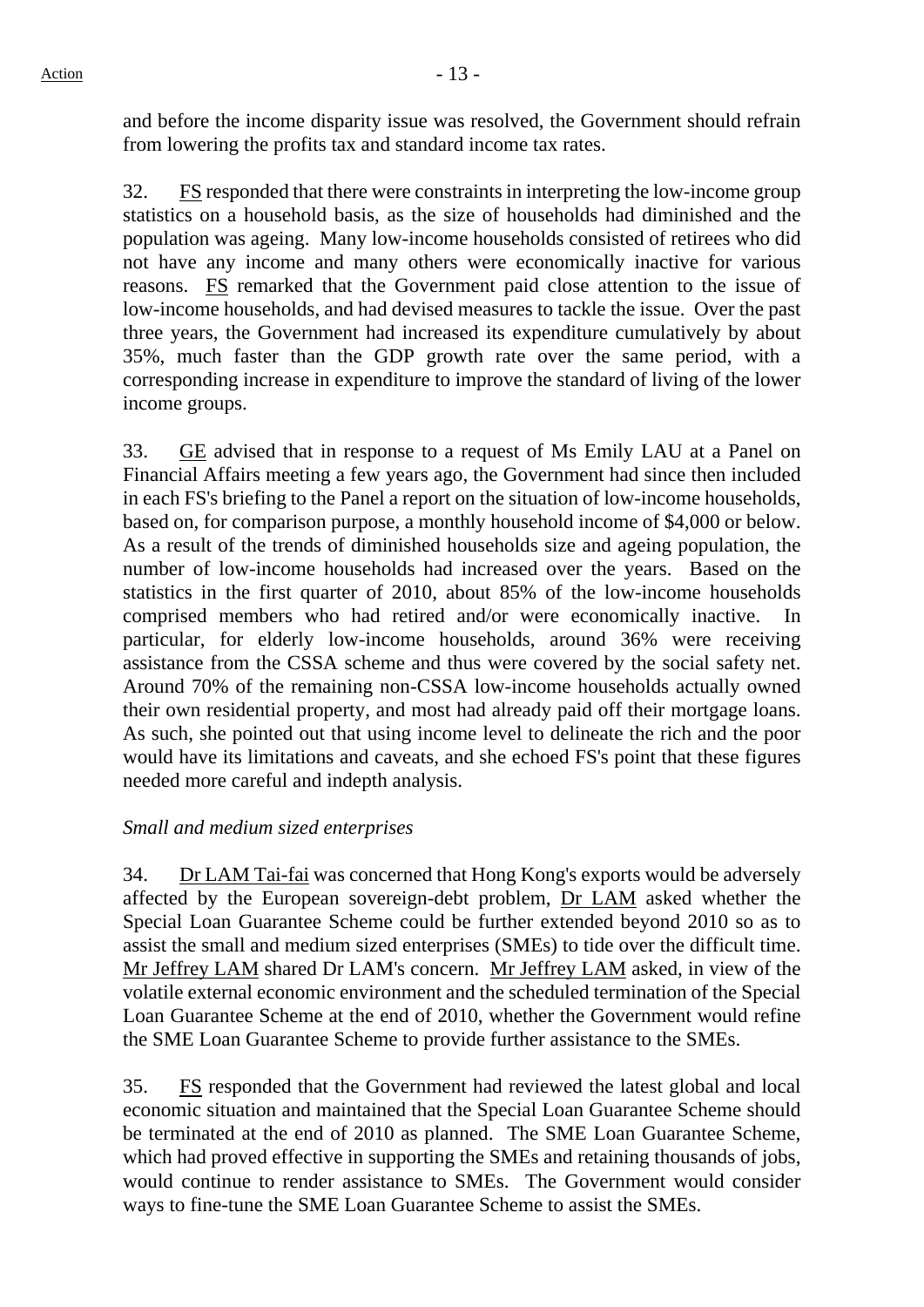and before the income disparity issue was resolved, the Government should refrain from lowering the profits tax and standard income tax rates.

32. FS responded that there were constraints in interpreting the low-income group statistics on a household basis, as the size of households had diminished and the population was ageing. Many low-income households consisted of retirees who did not have any income and many others were economically inactive for various reasons. FS remarked that the Government paid close attention to the issue of low-income households, and had devised measures to tackle the issue. Over the past three years, the Government had increased its expenditure cumulatively by about 35%, much faster than the GDP growth rate over the same period, with a corresponding increase in expenditure to improve the standard of living of the lower income groups.

33. GE advised that in response to a request of Ms Emily LAU at a Panel on Financial Affairs meeting a few years ago, the Government had since then included in each FS's briefing to the Panel a report on the situation of low-income households, based on, for comparison purpose, a monthly household income of $4,000 or below. As a result of the trends of diminished households size and ageing population, the number of low-income households had increased over the years. Based on the statistics in the first quarter of 2010, about 85% of the low-income households comprised members who had retired and/or were economically inactive. In particular, for elderly low-income households, around 36% were receiving assistance from the CSSA scheme and thus were covered by the social safety net. Around 70% of the remaining non-CSSA low-income households actually owned their own residential property, and most had already paid off their mortgage loans. As such, she pointed out that using income level to delineate the rich and the poor would have its limitations and caveats, and she echoed FS's point that these figures needed more careful and indepth analysis.

*Small and medium sized enterprises*

34. Dr LAM Tai-fai was concerned that Hong Kong's exports would be adversely affected by the European sovereign-debt problem, Dr LAM asked whether the Special Loan Guarantee Scheme could be further extended beyond 2010 so as to assist the small and medium sized enterprises (SMEs) to tide over the difficult time. Mr Jeffrey LAM shared Dr LAM's concern. Mr Jeffrey LAM asked, in view of the volatile external economic environment and the scheduled termination of the Special Loan Guarantee Scheme at the end of 2010, whether the Government would refine the SME Loan Guarantee Scheme to provide further assistance to the SMEs.

35. FS responded that the Government had reviewed the latest global and local economic situation and maintained that the Special Loan Guarantee Scheme should be terminated at the end of 2010 as planned. The SME Loan Guarantee Scheme, which had proved effective in supporting the SMEs and retaining thousands of jobs, would continue to render assistance to SMEs. The Government would consider ways to fine-tune the SME Loan Guarantee Scheme to assist the SMEs.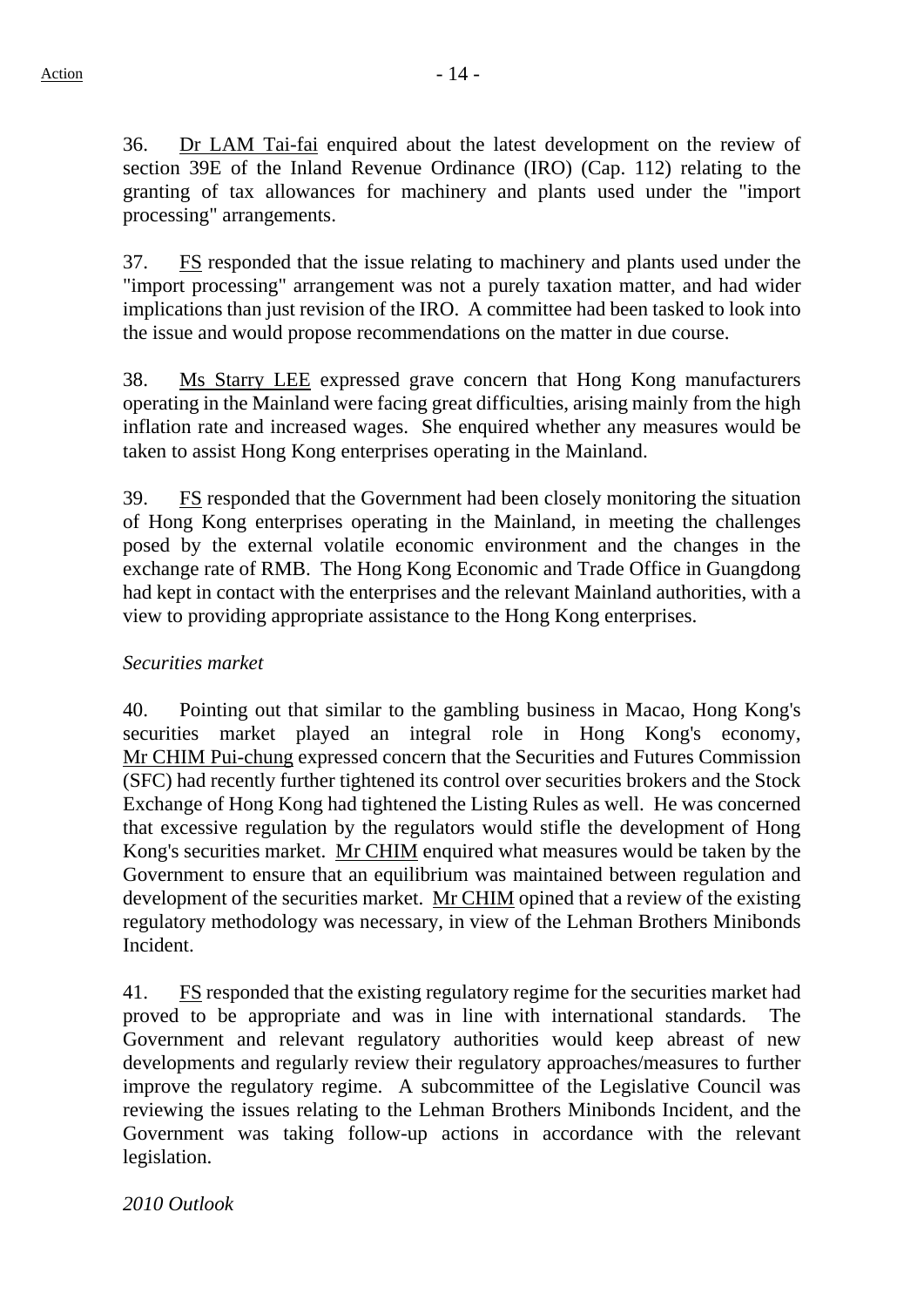36. Dr LAM Tai-fai enquired about the latest development on the review of section 39E of the Inland Revenue Ordinance (IRO) (Cap. 112) relating to the granting of tax allowances for machinery and plants used under the "import processing" arrangements.

37. FS responded that the issue relating to machinery and plants used under the "import processing" arrangement was not a purely taxation matter, and had wider implications than just revision of the IRO. A committee had been tasked to look into the issue and would propose recommendations on the matter in due course.

38. Ms Starry LEE expressed grave concern that Hong Kong manufacturers operating in the Mainland were facing great difficulties, arising mainly from the high inflation rate and increased wages. She enquired whether any measures would be taken to assist Hong Kong enterprises operating in the Mainland.

39. FS responded that the Government had been closely monitoring the situation of Hong Kong enterprises operating in the Mainland, in meeting the challenges posed by the external volatile economic environment and the changes in the exchange rate of RMB. The Hong Kong Economic and Trade Office in Guangdong had kept in contact with the enterprises and the relevant Mainland authorities, with a view to providing appropriate assistance to the Hong Kong enterprises.

*Securities market*

40. Pointing out that similar to the gambling business in Macao, Hong Kong's securities market played an integral role in Hong Kong's economy, Mr CHIM Pui-chung expressed concern that the Securities and Futures Commission (SFC) had recently further tightened its control over securities brokers and the Stock Exchange of Hong Kong had tightened the Listing Rules as well. He was concerned that excessive regulation by the regulators would stifle the development of Hong Kong's securities market. Mr CHIM enquired what measures would be taken by the Government to ensure that an equilibrium was maintained between regulation and development of the securities market. Mr CHIM opined that a review of the existing regulatory methodology was necessary, in view of the Lehman Brothers Minibonds Incident.

41. FS responded that the existing regulatory regime for the securities market had proved to be appropriate and was in line with international standards. The Government and relevant regulatory authorities would keep abreast of new developments and regularly review their regulatory approaches/measures to further improve the regulatory regime. A subcommittee of the Legislative Council was reviewing the issues relating to the Lehman Brothers Minibonds Incident, and the Government was taking follow-up actions in accordance with the relevant legislation.

*2010 Outlook*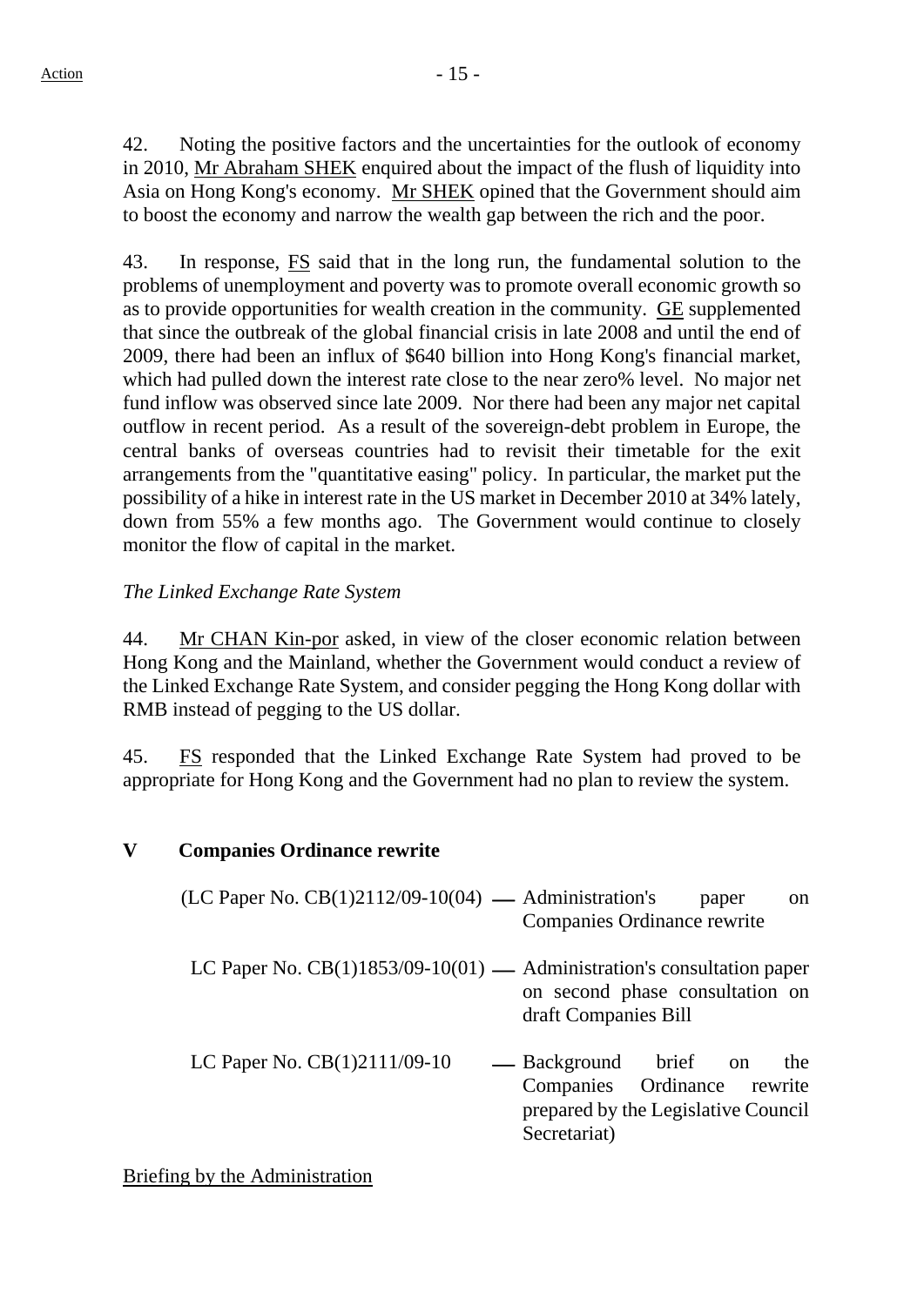42. Noting the positive factors and the uncertainties for the outlook of economy in 2010, Mr Abraham SHEK enquired about the impact of the flush of liquidity into Asia on Hong Kong's economy. Mr SHEK opined that the Government should aim to boost the economy and narrow the wealth gap between the rich and the poor.

43. In response, FS said that in the long run, the fundamental solution to the problems of unemployment and poverty was to promote overall economic growth so as to provide opportunities for wealth creation in the community. GE supplemented that since the outbreak of the global financial crisis in late 2008 and until the end of 2009, there had been an influx of $640 billion into Hong Kong's financial market, which had pulled down the interest rate close to the near zero% level. No major net fund inflow was observed since late 2009. Nor there had been any major net capital outflow in recent period. As a result of the sovereign-debt problem in Europe, the central banks of overseas countries had to revisit their timetable for the exit arrangements from the "quantitative easing" policy. In particular, the market put the possibility of a hike in interest rate in the US market in December 2010 at 34% lately, down from 55% a few months ago. The Government would continue to closely monitor the flow of capital in the market.

*The Linked Exchange Rate System*

44. Mr CHAN Kin-por asked, in view of the closer economic relation between Hong Kong and the Mainland, whether the Government would conduct a review of the Linked Exchange Rate System, and consider pegging the Hong Kong dollar with RMB instead of pegging to the US dollar.

45. FS responded that the Linked Exchange Rate System had proved to be appropriate for Hong Kong and the Government had no plan to review the system.

## V Companies Ordinance rewrite

(LC Paper No. CB(1)2112/09-10(04) — Administration's paper on Companies Ordinance rewrite

LC Paper No. CB(1)1853/09-10(01) — Administration's consultation paper on second phase consultation on draft Companies Bill

LC Paper No. CB(1)2111/09-10 — Background brief on the Companies Ordinance rewrite prepared by the Legislative Council Secretariat)

Briefing by the Administration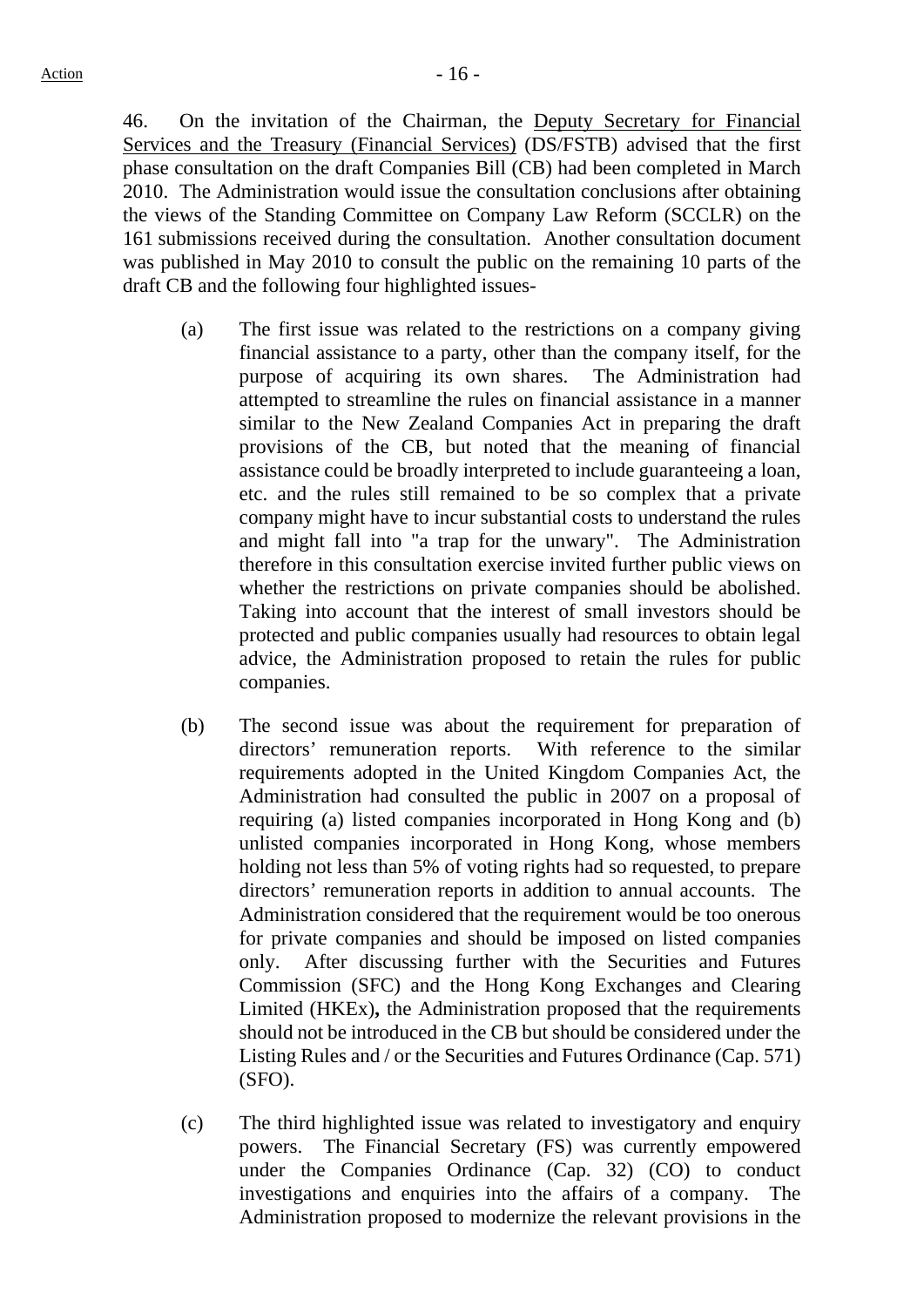46. On the invitation of the Chairman, the Deputy Secretary for Financial Services and the Treasury (Financial Services) (DS/FSTB) advised that the first phase consultation on the draft Companies Bill (CB) had been completed in March 2010. The Administration would issue the consultation conclusions after obtaining the views of the Standing Committee on Company Law Reform (SCCLR) on the 161 submissions received during the consultation. Another consultation document was published in May 2010 to consult the public on the remaining 10 parts of the draft CB and the following four highlighted issues-

(a) The first issue was related to the restrictions on a company giving financial assistance to a party, other than the company itself, for the purpose of acquiring its own shares. The Administration had attempted to streamline the rules on financial assistance in a manner similar to the New Zealand Companies Act in preparing the draft provisions of the CB, but noted that the meaning of financial assistance could be broadly interpreted to include guaranteeing a loan, etc. and the rules still remained to be so complex that a private company might have to incur substantial costs to understand the rules and might fall into "a trap for the unwary". The Administration therefore in this consultation exercise invited further public views on whether the restrictions on private companies should be abolished. Taking into account that the interest of small investors should be protected and public companies usually had resources to obtain legal advice, the Administration proposed to retain the rules for public companies.

(b) The second issue was about the requirement for preparation of directors' remuneration reports. With reference to the similar requirements adopted in the United Kingdom Companies Act, the Administration had consulted the public in 2007 on a proposal of requiring (a) listed companies incorporated in Hong Kong and (b) unlisted companies incorporated in Hong Kong, whose members holding not less than 5% of voting rights had so requested, to prepare directors' remuneration reports in addition to annual accounts. The Administration considered that the requirement would be too onerous for private companies and should be imposed on listed companies only. After discussing further with the Securities and Futures Commission (SFC) and the Hong Kong Exchanges and Clearing Limited (HKEx), the Administration proposed that the requirements should not be introduced in the CB but should be considered under the Listing Rules and / or the Securities and Futures Ordinance (Cap. 571) (SFO).

(c) The third highlighted issue was related to investigatory and enquiry powers. The Financial Secretary (FS) was currently empowered under the Companies Ordinance (Cap. 32) (CO) to conduct investigations and enquiries into the affairs of a company. The Administration proposed to modernize the relevant provisions in the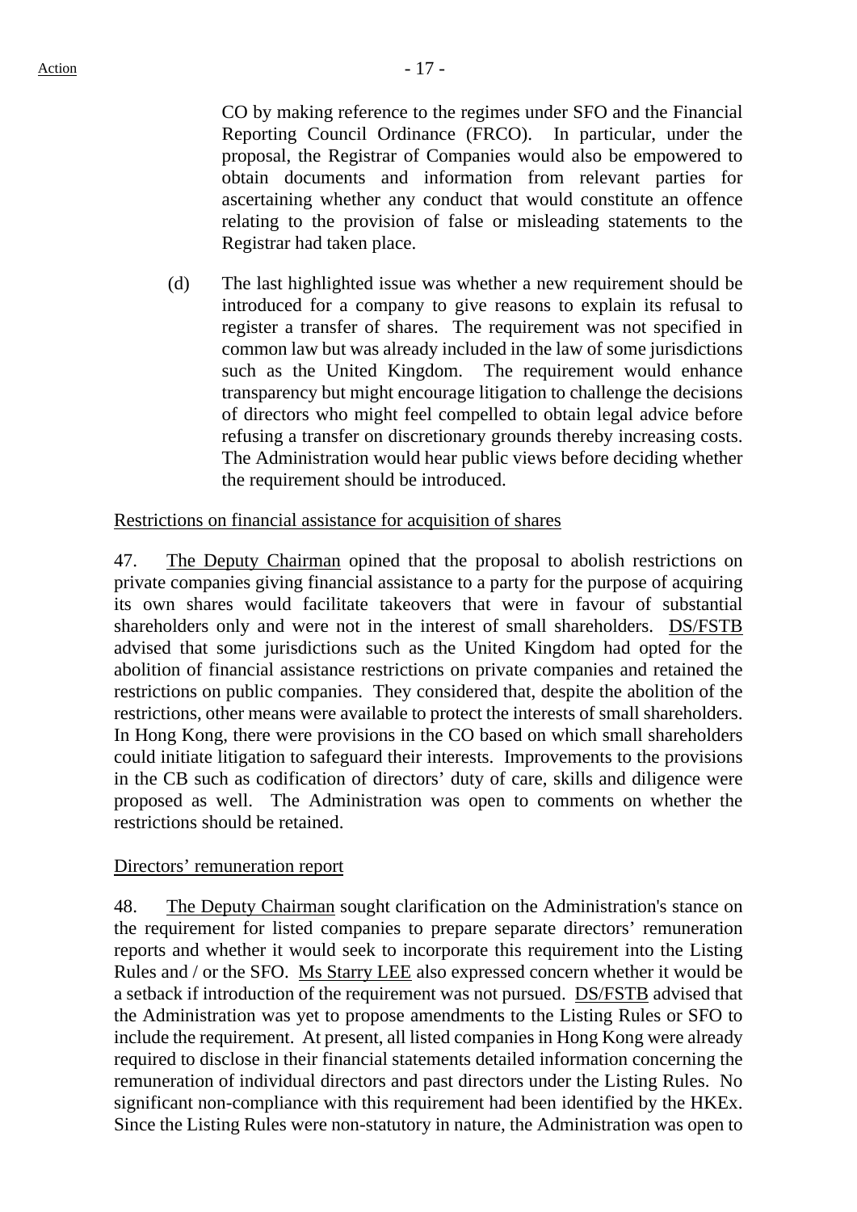CO by making reference to the regimes under SFO and the Financial Reporting Council Ordinance (FRCO). In particular, under the proposal, the Registrar of Companies would also be empowered to obtain documents and information from relevant parties for ascertaining whether any conduct that would constitute an offence relating to the provision of false or misleading statements to the Registrar had taken place.

(d) The last highlighted issue was whether a new requirement should be introduced for a company to give reasons to explain its refusal to register a transfer of shares. The requirement was not specified in common law but was already included in the law of some jurisdictions such as the United Kingdom. The requirement would enhance transparency but might encourage litigation to challenge the decisions of directors who might feel compelled to obtain legal advice before refusing a transfer on discretionary grounds thereby increasing costs. The Administration would hear public views before deciding whether the requirement should be introduced.

Restrictions on financial assistance for acquisition of shares

47. The Deputy Chairman opined that the proposal to abolish restrictions on private companies giving financial assistance to a party for the purpose of acquiring its own shares would facilitate takeovers that were in favour of substantial shareholders only and were not in the interest of small shareholders. DS/FSTB advised that some jurisdictions such as the United Kingdom had opted for the abolition of financial assistance restrictions on private companies and retained the restrictions on public companies. They considered that, despite the abolition of the restrictions, other means were available to protect the interests of small shareholders. In Hong Kong, there were provisions in the CO based on which small shareholders could initiate litigation to safeguard their interests. Improvements to the provisions in the CB such as codification of directors' duty of care, skills and diligence were proposed as well. The Administration was open to comments on whether the restrictions should be retained.

Directors' remuneration report

48. The Deputy Chairman sought clarification on the Administration's stance on the requirement for listed companies to prepare separate directors' remuneration reports and whether it would seek to incorporate this requirement into the Listing Rules and / or the SFO. Ms Starry LEE also expressed concern whether it would be a setback if introduction of the requirement was not pursued. DS/FSTB advised that the Administration was yet to propose amendments to the Listing Rules or SFO to include the requirement. At present, all listed companies in Hong Kong were already required to disclose in their financial statements detailed information concerning the remuneration of individual directors and past directors under the Listing Rules. No significant non-compliance with this requirement had been identified by the HKEx. Since the Listing Rules were non-statutory in nature, the Administration was open to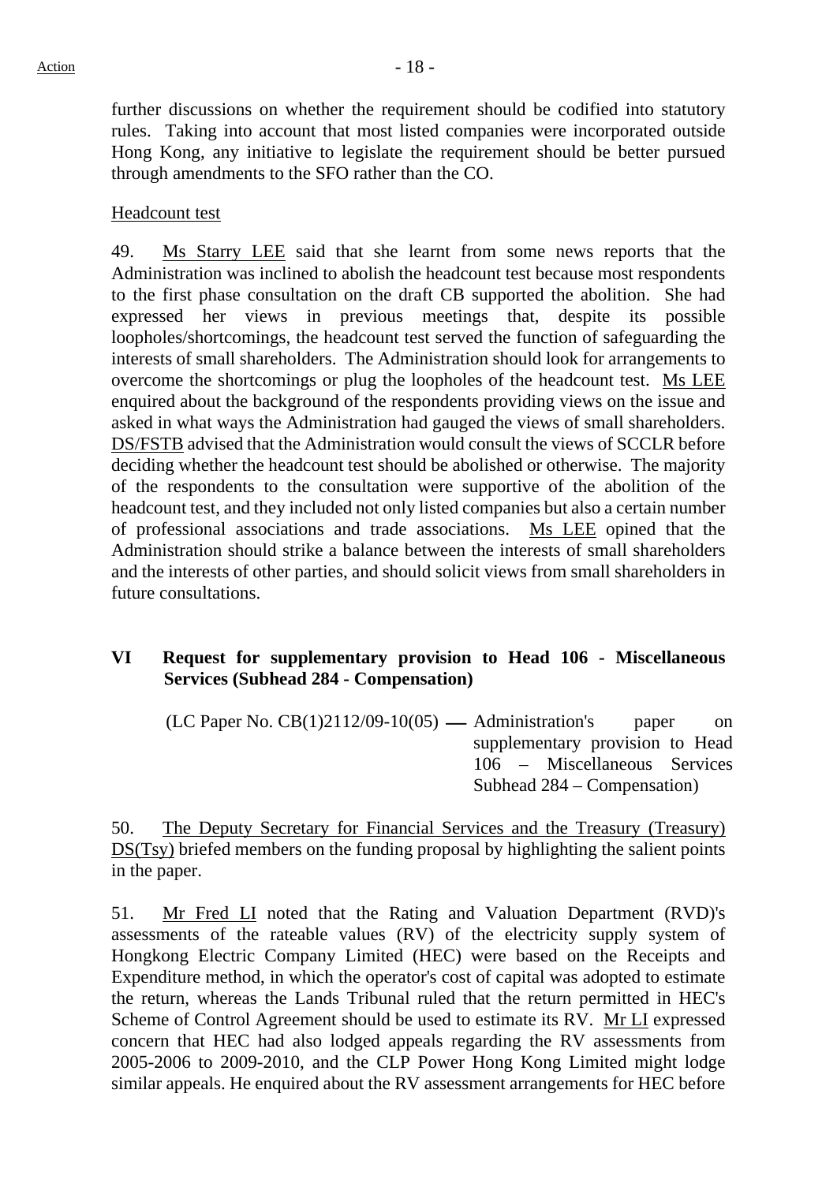further discussions on whether the requirement should be codified into statutory rules. Taking into account that most listed companies were incorporated outside Hong Kong, any initiative to legislate the requirement should be better pursued through amendments to the SFO rather than the CO.

Headcount test

49. Ms Starry LEE said that she learnt from some news reports that the Administration was inclined to abolish the headcount test because most respondents to the first phase consultation on the draft CB supported the abolition. She had expressed her views in previous meetings that, despite its possible loopholes/shortcomings, the headcount test served the function of safeguarding the interests of small shareholders. The Administration should look for arrangements to overcome the shortcomings or plug the loopholes of the headcount test. Ms LEE enquired about the background of the respondents providing views on the issue and asked in what ways the Administration had gauged the views of small shareholders. DS/FSTB advised that the Administration would consult the views of SCCLR before deciding whether the headcount test should be abolished or otherwise. The majority of the respondents to the consultation were supportive of the abolition of the headcount test, and they included not only listed companies but also a certain number of professional associations and trade associations. Ms LEE opined that the Administration should strike a balance between the interests of small shareholders and the interests of other parties, and should solicit views from small shareholders in future consultations.

## VI Request for supplementary provision to Head 106 - Miscellaneous Services (Subhead 284 - Compensation)

(LC Paper No. CB(1)2112/09-10(05) — Administration's paper on supplementary provision to Head 106 – Miscellaneous Services Subhead 284 – Compensation)

50. The Deputy Secretary for Financial Services and the Treasury (Treasury) DS(Tsy) briefed members on the funding proposal by highlighting the salient points in the paper.

51. Mr Fred LI noted that the Rating and Valuation Department (RVD)'s assessments of the rateable values (RV) of the electricity supply system of Hongkong Electric Company Limited (HEC) were based on the Receipts and Expenditure method, in which the operator's cost of capital was adopted to estimate the return, whereas the Lands Tribunal ruled that the return permitted in HEC's Scheme of Control Agreement should be used to estimate its RV. Mr LI expressed concern that HEC had also lodged appeals regarding the RV assessments from 2005-2006 to 2009-2010, and the CLP Power Hong Kong Limited might lodge similar appeals. He enquired about the RV assessment arrangements for HEC before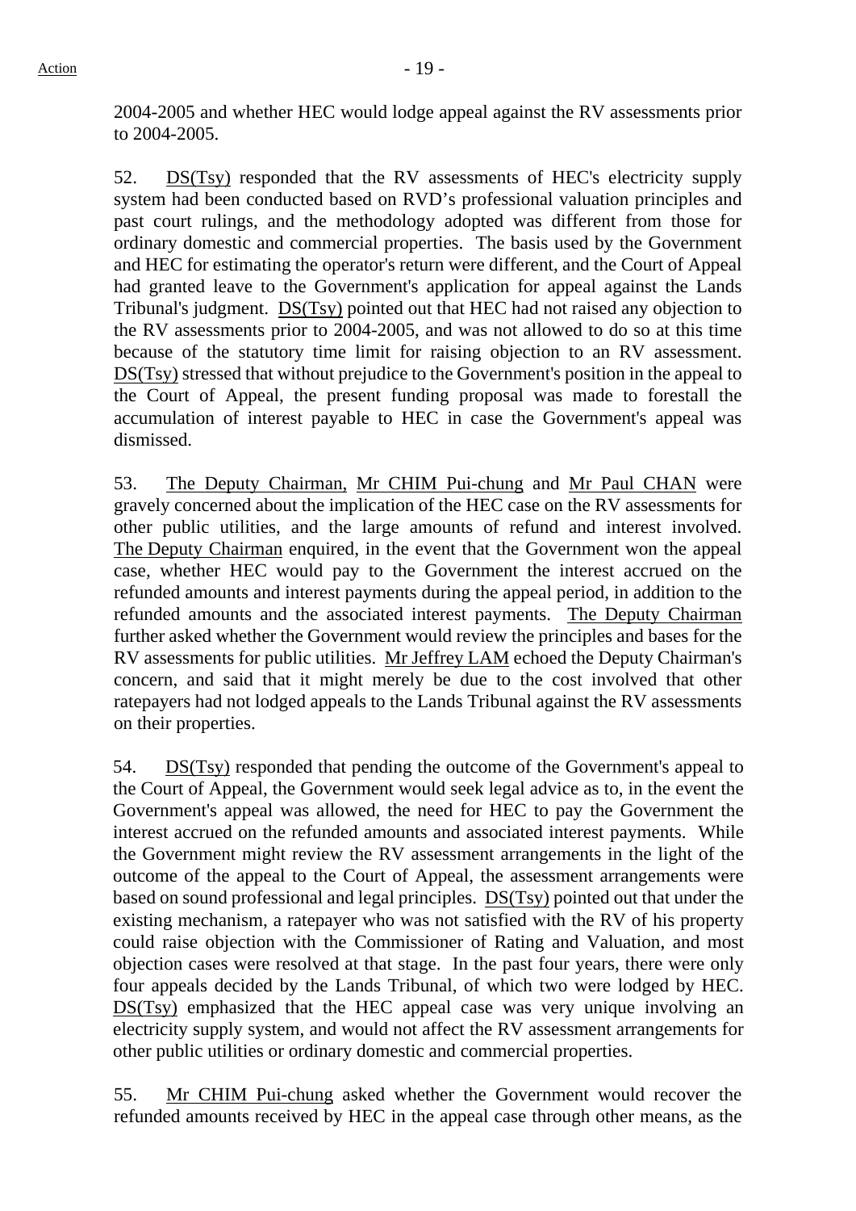2004-2005 and whether HEC would lodge appeal against the RV assessments prior to 2004-2005.

52. DS(Tsy) responded that the RV assessments of HEC's electricity supply system had been conducted based on RVD's professional valuation principles and past court rulings, and the methodology adopted was different from those for ordinary domestic and commercial properties. The basis used by the Government and HEC for estimating the operator's return were different, and the Court of Appeal had granted leave to the Government's application for appeal against the Lands Tribunal's judgment. DS(Tsy) pointed out that HEC had not raised any objection to the RV assessments prior to 2004-2005, and was not allowed to do so at this time because of the statutory time limit for raising objection to an RV assessment. DS(Tsy) stressed that without prejudice to the Government's position in the appeal to the Court of Appeal, the present funding proposal was made to forestall the accumulation of interest payable to HEC in case the Government's appeal was dismissed.

53. The Deputy Chairman, Mr CHIM Pui-chung and Mr Paul CHAN were gravely concerned about the implication of the HEC case on the RV assessments for other public utilities, and the large amounts of refund and interest involved. The Deputy Chairman enquired, in the event that the Government won the appeal case, whether HEC would pay to the Government the interest accrued on the refunded amounts and interest payments during the appeal period, in addition to the refunded amounts and the associated interest payments. The Deputy Chairman further asked whether the Government would review the principles and bases for the RV assessments for public utilities. Mr Jeffrey LAM echoed the Deputy Chairman's concern, and said that it might merely be due to the cost involved that other ratepayers had not lodged appeals to the Lands Tribunal against the RV assessments on their properties.

54. DS(Tsy) responded that pending the outcome of the Government's appeal to the Court of Appeal, the Government would seek legal advice as to, in the event the Government's appeal was allowed, the need for HEC to pay the Government the interest accrued on the refunded amounts and associated interest payments. While the Government might review the RV assessment arrangements in the light of the outcome of the appeal to the Court of Appeal, the assessment arrangements were based on sound professional and legal principles. DS(Tsy) pointed out that under the existing mechanism, a ratepayer who was not satisfied with the RV of his property could raise objection with the Commissioner of Rating and Valuation, and most objection cases were resolved at that stage. In the past four years, there were only four appeals decided by the Lands Tribunal, of which two were lodged by HEC. DS(Tsy) emphasized that the HEC appeal case was very unique involving an electricity supply system, and would not affect the RV assessment arrangements for other public utilities or ordinary domestic and commercial properties.

55. Mr CHIM Pui-chung asked whether the Government would recover the refunded amounts received by HEC in the appeal case through other means, as the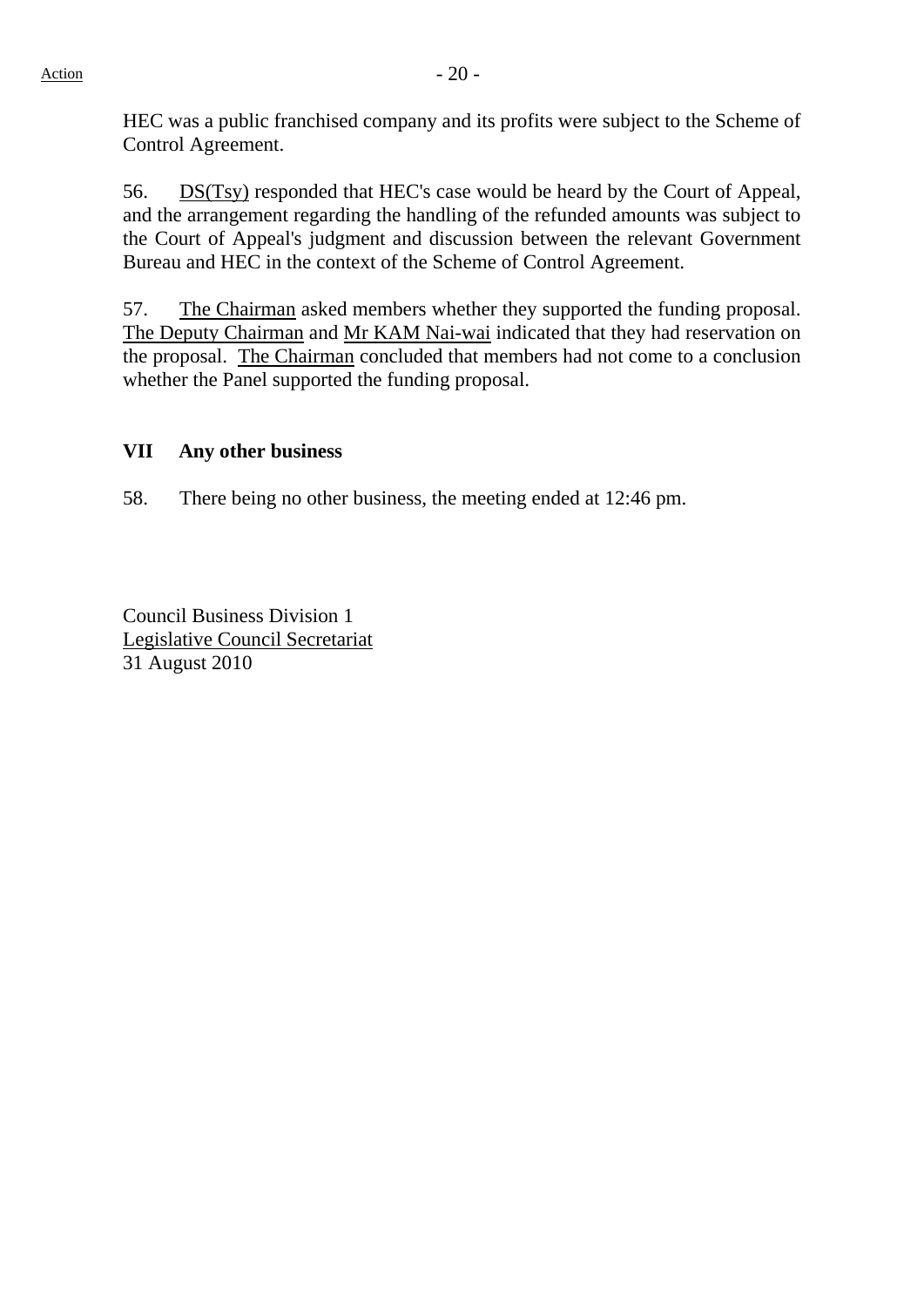HEC was a public franchised company and its profits were subject to the Scheme of Control Agreement.

56. DS(Tsy) responded that HEC's case would be heard by the Court of Appeal, and the arrangement regarding the handling of the refunded amounts was subject to the Court of Appeal's judgment and discussion between the relevant Government Bureau and HEC in the context of the Scheme of Control Agreement.

57. The Chairman asked members whether they supported the funding proposal. The Deputy Chairman and Mr KAM Nai-wai indicated that they had reservation on the proposal. The Chairman concluded that members had not come to a conclusion whether the Panel supported the funding proposal.

## VII Any other business

58. There being no other business, the meeting ended at 12:46 pm.

Council Business Division 1
Legislative Council Secretariat
31 August 2010